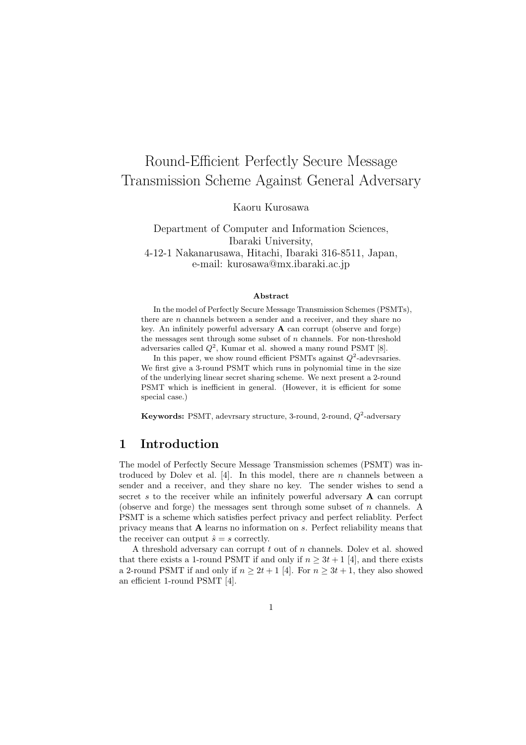# Round-Efficient Perfectly Secure Message Transmission Scheme Against General Adversary

Kaoru Kurosawa

Department of Computer and Information Sciences,
Ibaraki University,
4-12-1 Nakanarusawa, Hitachi, Ibaraki 316-8511, Japan,
e-mail: kurosawa@mx.ibaraki.ac.jp

### Abstract

In the model of Perfectly Secure Message Transmission Schemes (PSMTs), there are $n$ channels between a sender and a receiver, and they share no key. An infinitely powerful adversary $\mathbf{A}$ can corrupt (observe and forge) the messages sent through some subset of $n$ channels. For non-threshold adversaries called $Q^2$, Kumar et al. showed a many round PSMT [8].

In this paper, we show round efficient PSMTs against $Q^2$-adevrsaries. We first give a 3-round PSMT which runs in polynomial time in the size of the underlying linear secret sharing scheme. We next present a 2-round PSMT which is inefficient in general. (However, it is efficient for some special case.)

**Keywords:** PSMT, adevrsary structure, 3-round, 2-round, $Q^2$-adversary

## 1 Introduction

The model of Perfectly Secure Message Transmission schemes (PSMT) was introduced by Dolev et al. [4]. In this model, there are $n$ channels between a sender and a receiver, and they share no key. The sender wishes to send a secret $s$ to the receiver while an infinitely powerful adversary $\mathbf{A}$ can corrupt (observe and forge) the messages sent through some subset of $n$ channels. A PSMT is a scheme which satisfies perfect privacy and perfect reliablity. Perfect privacy means that $\mathbf{A}$ learns no information on $s$. Perfect reliability means that the receiver can output $\hat{s} = s$ correctly.

A threshold adversary can corrupt $t$ out of $n$ channels. Dolev et al. showed that there exists a 1-round PSMT if and only if $n \geq 3t + 1$ [4], and there exists a 2-round PSMT if and only if $n \geq 2t + 1$ [4]. For $n \geq 3t + 1$, they also showed an efficient 1-round PSMT [4].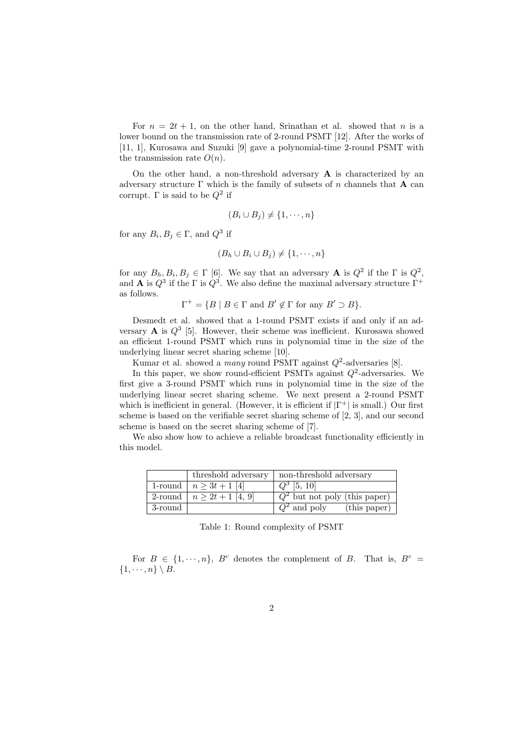For $n = 2t + 1$, on the other hand, Srinathan et al. showed that $n$ is a lower bound on the transmission rate of 2-round PSMT [12]. After the works of [11, 1], Kurosawa and Suzuki [9] gave a polynomial-time 2-round PSMT with the transmission rate $O(n)$.

On the other hand, a non-threshold adversary $\mathbf{A}$ is characterized by an adversary structure $\Gamma$ which is the family of subsets of $n$ channels that $\mathbf{A}$ can corrupt. $\Gamma$ is said to be $Q^2$ if

$$(B_i \cup B_j) \neq \{1, \cdots, n\}$$

for any $B_i, B_j \in \Gamma$, and $Q^3$ if

$$(B_h \cup B_i \cup B_j) \neq \{1, \cdots, n\}$$

for any $B_h, B_i, B_j \in \Gamma$ [6]. We say that an adversary $\mathbf{A}$ is $Q^2$ if the $\Gamma$ is $Q^2$, and $\mathbf{A}$ is $Q^3$ if the $\Gamma$ is $Q^3$. We also define the maximal adversary structure $\Gamma^+$ as follows.

$$\Gamma^+ = \{B \mid B \in \Gamma \text{ and } B' \notin \Gamma \text{ for any } B' \supset B\}.$$

Desmedt et al. showed that a 1-round PSMT exists if and only if an adversary $\mathbf{A}$ is $Q^3$ [5]. However, their scheme was inefficient. Kurosawa showed an efficient 1-round PSMT which runs in polynomial time in the size of the underlying linear secret sharing scheme [10].

Kumar et al. showed a *many* round PSMT against $Q^2$-adversaries [8].

In this paper, we show round-efficient PSMTs against $Q^2$-adversaries. We first give a 3-round PSMT which runs in polynomial time in the size of the underlying linear secret sharing scheme. We next present a 2-round PSMT which is inefficient in general. (However, it is efficient if $|\Gamma^+|$ is small.) Our first scheme is based on the verifiable secret sharing scheme of [2, 3], and our second scheme is based on the secret sharing scheme of [7].

We also show how to achieve a reliable broadcast functionality efficiently in this model.

| | threshold adversary | non-threshold adversary |
|---|---|---|
| 1-round | $n \geq 3t + 1$ [4] | $Q^3$ [5, 10] |
| 2-round | $n \geq 2t + 1$ [4, 9] | $Q^2$ but not poly (this paper) |
| 3-round | | $Q^2$ and poly (this paper) |

Table 1: Round complexity of PSMT

For $B \in \{1, \cdots, n\}$, $B^c$ denotes the complement of $B$. That is, $B^c = \{1, \cdots, n\} \setminus B$.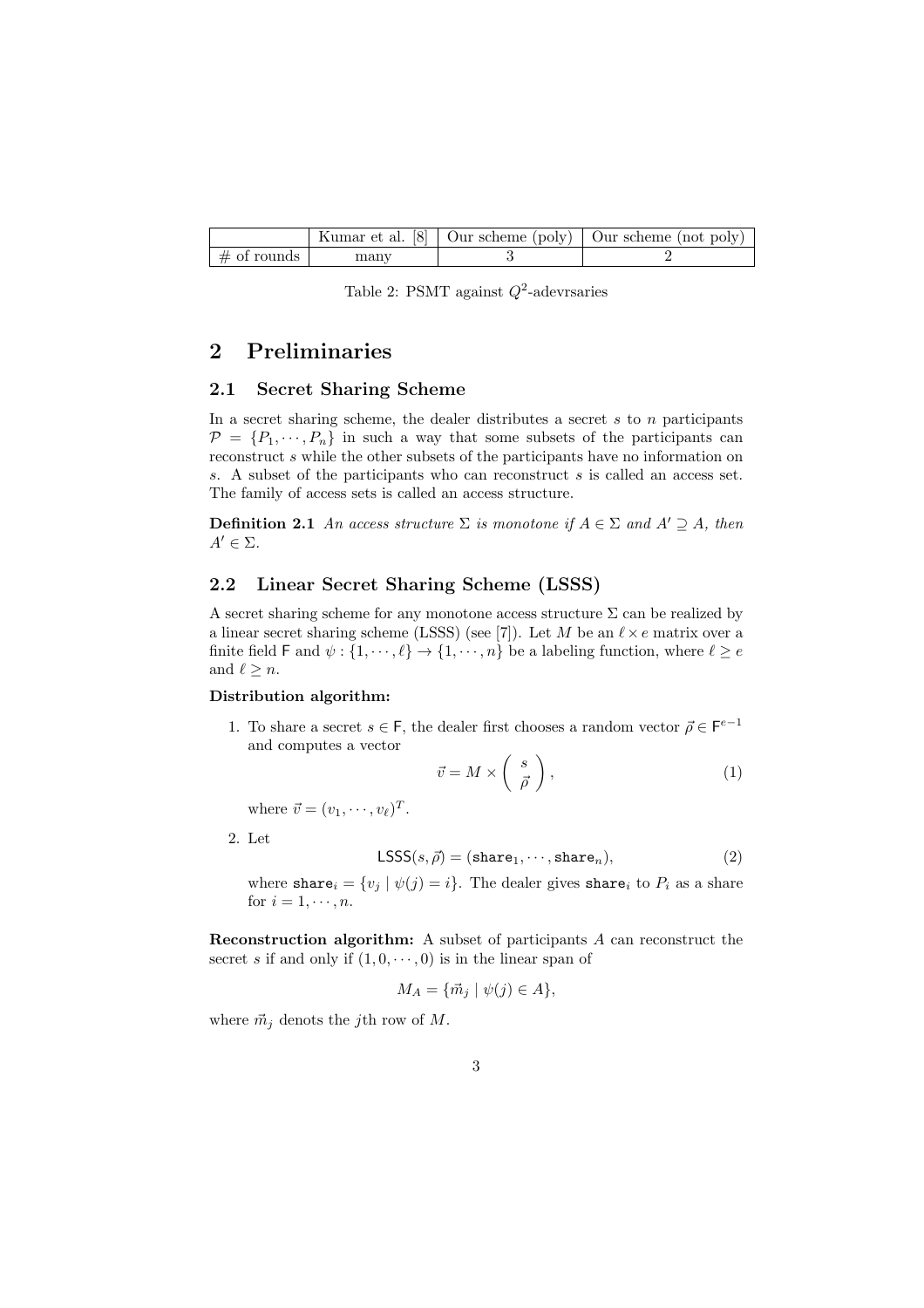| | Kumar et al. [8] | Our scheme (poly) | Our scheme (not poly) |
|---|---|---|---|
| # of rounds | many | 3 | 2 |

Table 2: PSMT against $Q^2$-adevrsaries

## 2 Preliminaries

### 2.1 Secret Sharing Scheme

In a secret sharing scheme, the dealer distributes a secret $s$ to $n$ participants $\mathcal{P} = \{P_1, \cdots, P_n\}$ in such a way that some subsets of the participants can reconstruct $s$ while the other subsets of the participants have no information on $s$. A subset of the participants who can reconstruct $s$ is called an access set. The family of access sets is called an access structure.

**Definition 2.1** *An access structure $\Sigma$ is monotone if $A \in \Sigma$ and $A' \supseteq A$, then $A' \in \Sigma$.*

### 2.2 Linear Secret Sharing Scheme (LSSS)

A secret sharing scheme for any monotone access structure $\Sigma$ can be realized by a linear secret sharing scheme (LSSS) (see [7]). Let $M$ be an $\ell \times e$ matrix over a finite field $\mathsf{F}$ and $\psi : \{1, \cdots, \ell\} \to \{1, \cdots, n\}$ be a labeling function, where $\ell \geq e$ and $\ell \geq n$.

**Distribution algorithm:**

1. To share a secret $s \in \mathsf{F}$, the dealer first chooses a random vector $\vec{\rho} \in \mathsf{F}^{e-1}$ and computes a vector
$$\vec{v} = M \times \begin{pmatrix} s \\ \vec{\rho} \end{pmatrix}, \tag{1}$$
where $\vec{v} = (v_1, \cdots, v_\ell)^T$.

2. Let
$$\mathsf{LSSS}(s, \vec{\rho}) = (\mathtt{share}_1, \cdots, \mathtt{share}_n), \tag{2}$$
where $\mathtt{share}_i = \{v_j \mid \psi(j) = i\}$. The dealer gives $\mathtt{share}_i$ to $P_i$ as a share for $i = 1, \cdots, n$.

**Reconstruction algorithm:** A subset of participants $A$ can reconstruct the secret $s$ if and only if $(1, 0, \cdots, 0)$ is in the linear span of

$$M_A = \{\vec{m}_j \mid \psi(j) \in A\},$$

where $\vec{m}_j$ denots the $j$th row of $M$.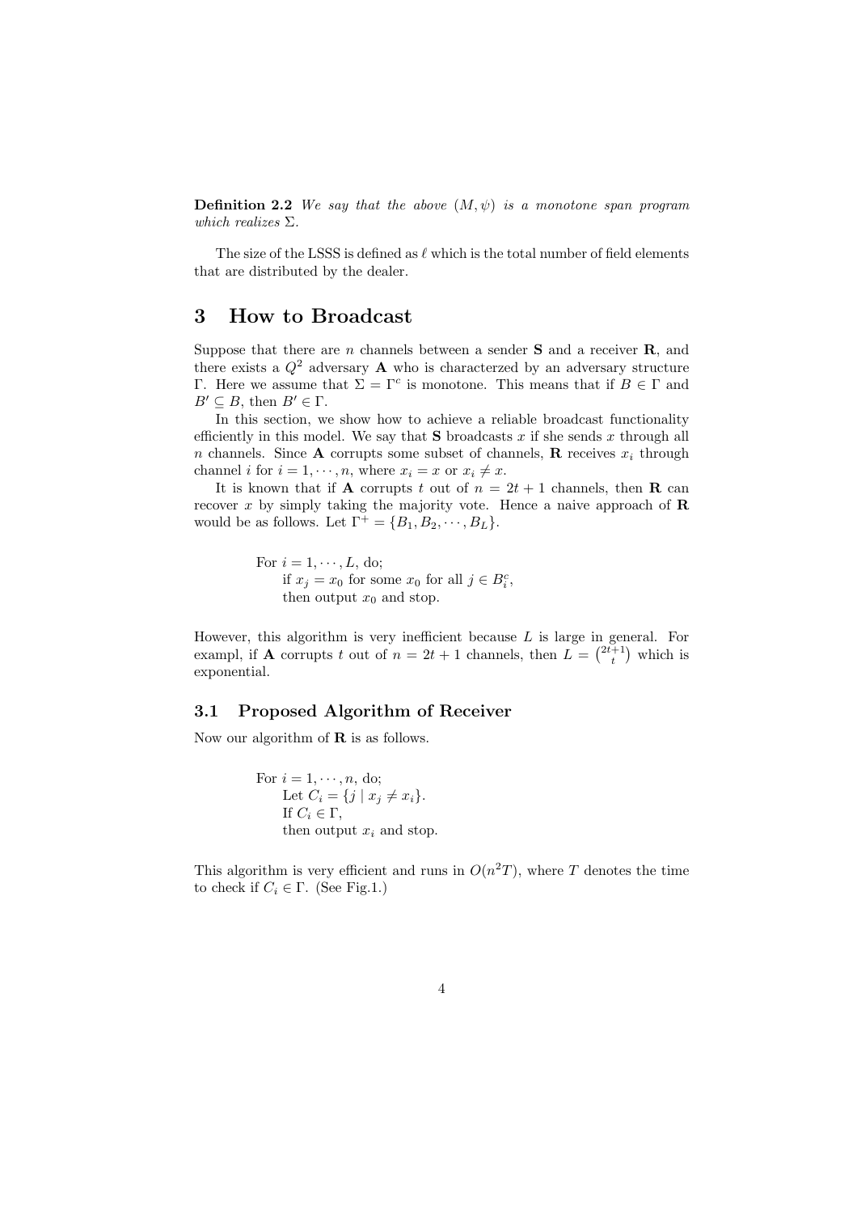**Definition 2.2** *We say that the above $(M, \psi)$ is a monotone span program which realizes $\Sigma$.*

The size of the LSSS is defined as $\ell$ which is the total number of field elements that are distributed by the dealer.

# 3 How to Broadcast

Suppose that there are $n$ channels between a sender **S** and a receiver **R**, and there exists a $Q^2$ adversary **A** who is characterzed by an adversary structure $\Gamma$. Here we assume that $\Sigma = \Gamma^c$ is monotone. This means that if $B \in \Gamma$ and $B' \subseteq B$, then $B' \in \Gamma$.

In this section, we show how to achieve a reliable broadcast functionality efficiently in this model. We say that **S** broadcasts $x$ if she sends $x$ through all $n$ channels. Since **A** corrupts some subset of channels, **R** receives $x_i$ through channel $i$ for $i = 1, \cdots, n$, where $x_i = x$ or $x_i \neq x$.

It is known that if **A** corrupts $t$ out of $n = 2t + 1$ channels, then **R** can recover $x$ by simply taking the majority vote. Hence a naive approach of **R** would be as follows. Let $\Gamma^+ = \{B_1, B_2, \cdots, B_L\}$.

> For $i = 1, \cdots, L$, do;
> if $x_j = x_0$ for some $x_0$ for all $j \in B_i^c$,
> then output $x_0$ and stop.

However, this algorithm is very inefficient because $L$ is large in general. For exampl, if **A** corrupts $t$ out of $n = 2t + 1$ channels, then $L = \binom{2t+1}{t}$ which is exponential.

## 3.1 Proposed Algorithm of Receiver

Now our algorithm of **R** is as follows.

> For $i = 1, \cdots, n$, do;
> Let $C_i = \{j \mid x_j \neq x_i\}$.
> If $C_i \in \Gamma$,
> then output $x_i$ and stop.

This algorithm is very efficient and runs in $O(n^2 T)$, where $T$ denotes the time to check if $C_i \in \Gamma$. (See Fig.1.)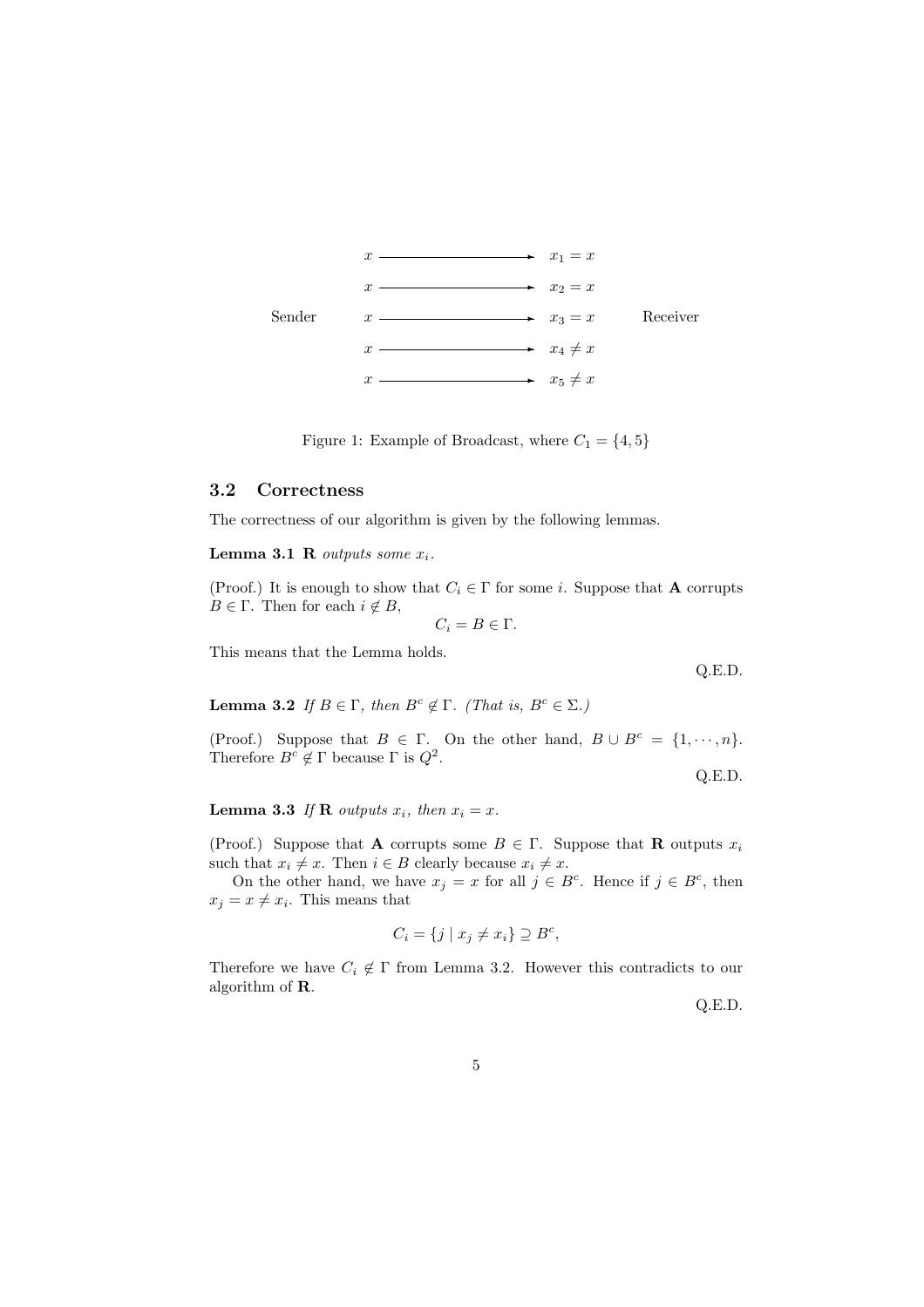Sender $x \longrightarrow x_1 = x$

$x \longrightarrow x_2 = x$

$x \longrightarrow x_3 = x$ Receiver

$x \longrightarrow x_4 \neq x$

$x \longrightarrow x_5 \neq x$

Figure 1: Example of Broadcast, where $C_1 = \{4, 5\}$

## 3.2 Correctness

The correctness of our algorithm is given by the following lemmas.

**Lemma 3.1** **R** *outputs some* $x_i$.

(Proof.) It is enough to show that $C_i \in \Gamma$ for some $i$. Suppose that **A** corrupts $B \in \Gamma$. Then for each $i \notin B$,

$$C_i = B \in \Gamma.$$

This means that the Lemma holds.

Q.E.D.

**Lemma 3.2** *If* $B \in \Gamma$, *then* $B^c \notin \Gamma$. *(That is,* $B^c \in \Sigma$.*)*

(Proof.) Suppose that $B \in \Gamma$. On the other hand, $B \cup B^c = \{1, \cdots, n\}$. Therefore $B^c \notin \Gamma$ because $\Gamma$ is $Q^2$.

Q.E.D.

**Lemma 3.3** *If* **R** *outputs* $x_i$, *then* $x_i = x$.

(Proof.) Suppose that **A** corrupts some $B \in \Gamma$. Suppose that **R** outputs $x_i$ such that $x_i \neq x$. Then $i \in B$ clearly because $x_i \neq x$.

On the other hand, we have $x_j = x$ for all $j \in B^c$. Hence if $j \in B^c$, then $x_j = x \neq x_i$. This means that

$$C_i = \{j \mid x_j \neq x_i\} \supseteq B^c,$$

Therefore we have $C_i \notin \Gamma$ from Lemma 3.2. However this contradicts to our algorithm of **R**.

Q.E.D.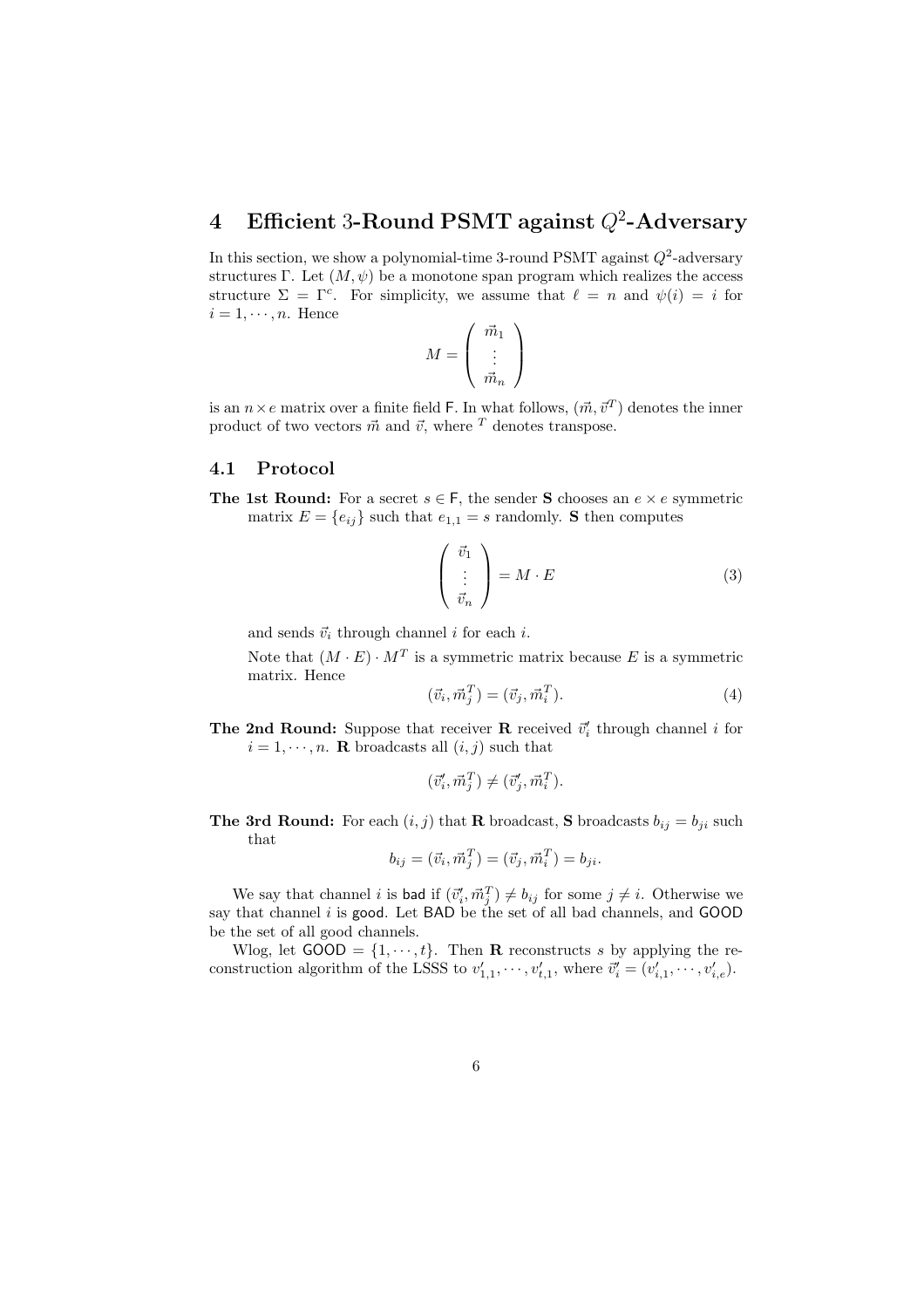# 4 Efficient 3-Round PSMT against $Q^2$-Adversary

In this section, we show a polynomial-time 3-round PSMT against $Q^2$-adversary structures $\Gamma$. Let $(M, \psi)$ be a monotone span program which realizes the access structure $\Sigma = \Gamma^c$. For simplicity, we assume that $\ell = n$ and $\psi(i) = i$ for $i = 1, \cdots, n$. Hence

$$M = \begin{pmatrix} \vec{m}_1 \\ \vdots \\ \vec{m}_n \end{pmatrix}$$

is an $n \times e$ matrix over a finite field $\mathsf{F}$. In what follows, $(\vec{m}, \vec{v}^T)$ denotes the inner product of two vectors $\vec{m}$ and $\vec{v}$, where $^T$ denotes transpose.

## 4.1 Protocol

**The 1st Round:** For a secret $s \in \mathsf{F}$, the sender **S** chooses an $e \times e$ symmetric matrix $E = \{e_{ij}\}$ such that $e_{1,1} = s$ randomly. **S** then computes

$$\begin{pmatrix} \vec{v}_1 \\ \vdots \\ \vec{v}_n \end{pmatrix} = M \cdot E \tag{3}$$

and sends $\vec{v}_i$ through channel $i$ for each $i$.

Note that $(M \cdot E) \cdot M^T$ is a symmetric matrix because $E$ is a symmetric matrix. Hence

$$(\vec{v}_i, \vec{m}_j^T) = (\vec{v}_j, \vec{m}_i^T). \tag{4}$$

**The 2nd Round:** Suppose that receiver **R** received $\vec{v}_i'$ through channel $i$ for $i = 1, \cdots, n$. **R** broadcasts all $(i, j)$ such that

$$(\vec{v}_i', \vec{m}_j^T) \neq (\vec{v}_j', \vec{m}_i^T).$$

**The 3rd Round:** For each $(i, j)$ that **R** broadcast, **S** broadcasts $b_{ij} = b_{ji}$ such that

$$b_{ij} = (\vec{v}_i, \vec{m}_j^T) = (\vec{v}_j, \vec{m}_i^T) = b_{ji}.$$

We say that channel $i$ is $\mathsf{bad}$ if $(\vec{v}_i', \vec{m}_j^T) \neq b_{ij}$ for some $j \neq i$. Otherwise we say that channel $i$ is $\mathsf{good}$. Let $\mathsf{BAD}$ be the set of all bad channels, and $\mathsf{GOOD}$ be the set of all good channels.

Wlog, let $\mathsf{GOOD} = \{1, \cdots, t\}$. Then **R** reconstructs $s$ by applying the reconstruction algorithm of the LSSS to $v_{1,1}', \cdots, v_{t,1}'$, where $\vec{v}_i' = (v_{i,1}', \cdots, v_{i,e}')$.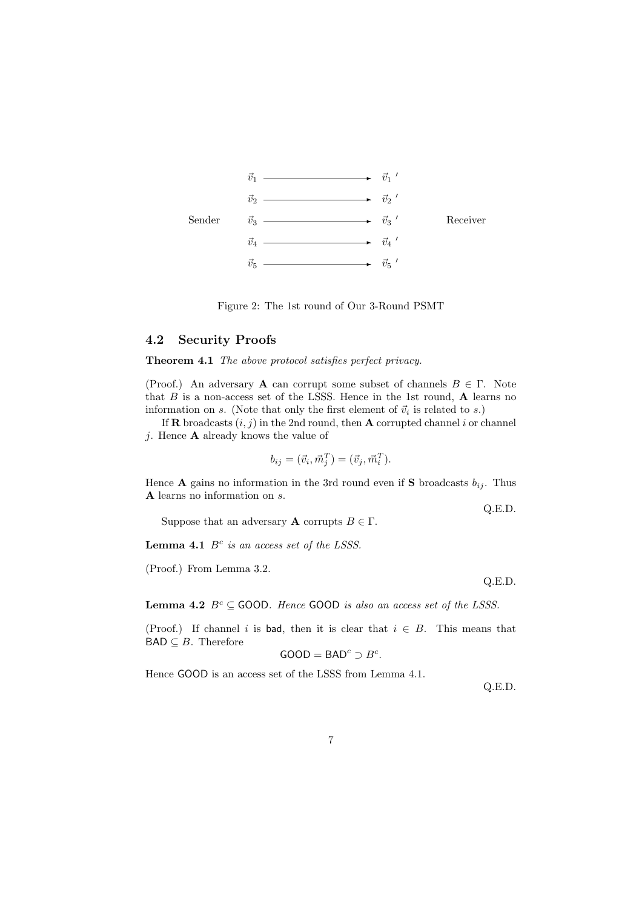Sender $\vec{v}_1 \longrightarrow \vec{v}_1{}'$, $\vec{v}_2 \longrightarrow \vec{v}_2{}'$, $\vec{v}_3 \longrightarrow \vec{v}_3{}'$, $\vec{v}_4 \longrightarrow \vec{v}_4{}'$, $\vec{v}_5 \longrightarrow \vec{v}_5{}'$ Receiver

Figure 2: The 1st round of Our 3-Round PSMT

## 4.2 Security Proofs

**Theorem 4.1** *The above protocol satisfies perfect privacy.*

(Proof.) An adversary $\mathbf{A}$ can corrupt some subset of channels $B \in \Gamma$. Note that $B$ is a non-access set of the LSSS. Hence in the 1st round, $\mathbf{A}$ learns no information on $s$. (Note that only the first element of $\vec{v}_i$ is related to $s$.)

If $\mathbf{R}$ broadcasts $(i, j)$ in the 2nd round, then $\mathbf{A}$ corrupted channel $i$ or channel $j$. Hence $\mathbf{A}$ already knows the value of

$$b_{ij} = (\vec{v}_i, \vec{m}_j^T) = (\vec{v}_j, \vec{m}_i^T).$$

Hence $\mathbf{A}$ gains no information in the 3rd round even if $\mathbf{S}$ broadcasts $b_{ij}$. Thus $\mathbf{A}$ learns no information on $s$.

Q.E.D.

Suppose that an adversary $\mathbf{A}$ corrupts $B \in \Gamma$.

**Lemma 4.1** *$B^c$ is an access set of the LSSS.*

(Proof.) From Lemma 3.2.

Q.E.D.

**Lemma 4.2** *$B^c \subseteq \mathsf{GOOD}$. Hence $\mathsf{GOOD}$ is also an access set of the LSSS.*

(Proof.) If channel $i$ is $\mathsf{bad}$, then it is clear that $i \in B$. This means that $\mathsf{BAD} \subseteq B$. Therefore

$$\mathsf{GOOD} = \mathsf{BAD}^c \supset B^c.$$

Hence $\mathsf{GOOD}$ is an access set of the LSSS from Lemma 4.1.

Q.E.D.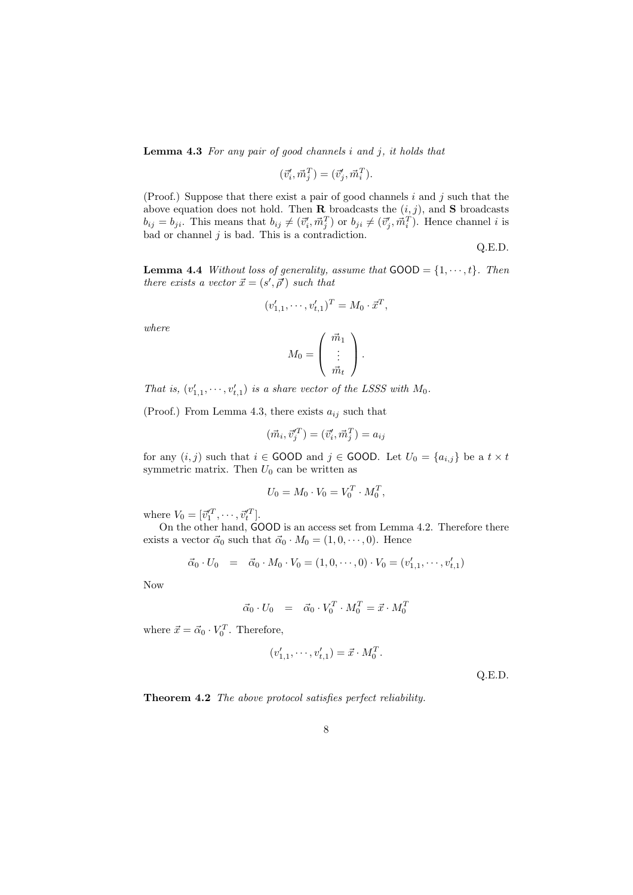**Lemma 4.3** *For any pair of good channels $i$ and $j$, it holds that*

$$(\vec{v}_i', \vec{m}_j^T) = (\vec{v}_j', \vec{m}_i^T).$$

(Proof.) Suppose that there exist a pair of good channels $i$ and $j$ such that the above equation does not hold. Then $\mathbf{R}$ broadcasts the $(i, j)$, and $\mathbf{S}$ broadcasts $b_{ij} = b_{ji}$. This means that $b_{ij} \neq (\vec{v}_i', \vec{m}_j^T)$ or $b_{ji} \neq (\vec{v}_j', \vec{m}_i^T)$. Hence channel $i$ is bad or channel $j$ is bad. This is a contradiction.

Q.E.D.

**Lemma 4.4** *Without loss of generality, assume that* $\mathsf{GOOD} = \{1, \cdots, t\}$*. Then there exists a vector* $\vec{x} = (s', \vec{\rho}')$ *such that*

$$(v_{1,1}', \cdots, v_{t,1}')^T = M_0 \cdot \vec{x}^T,$$

*where*

$$M_0 = \begin{pmatrix} \vec{m}_1 \\ \vdots \\ \vec{m}_t \end{pmatrix}.$$

*That is,* $(v_{1,1}', \cdots, v_{t,1}')$ *is a share vector of the LSSS with* $M_0$*.*

(Proof.) From Lemma 4.3, there exists $a_{ij}$ such that

$$(\vec{m}_i, \vec{v}_j'^T) = (\vec{v}_i', \vec{m}_j^T) = a_{ij}$$

for any $(i, j)$ such that $i \in \mathsf{GOOD}$ and $j \in \mathsf{GOOD}$. Let $U_0 = \{a_{i,j}\}$ be a $t \times t$ symmetric matrix. Then $U_0$ can be written as

$$U_0 = M_0 \cdot V_0 = V_0^T \cdot M_0^T,$$

where $V_0 = [\vec{v}_1'^T, \cdots, \vec{v}_t'^T]$.

On the other hand, $\mathsf{GOOD}$ is an access set from Lemma 4.2. Therefore there exists a vector $\vec{\alpha}_0$ such that $\vec{\alpha}_0 \cdot M_0 = (1, 0, \cdots, 0)$. Hence

$$\vec{\alpha}_0 \cdot U_0 \;\; = \;\; \vec{\alpha}_0 \cdot M_0 \cdot V_0 = (1, 0, \cdots, 0) \cdot V_0 = (v_{1,1}', \cdots, v_{t,1}')$$

Now

$$\vec{\alpha}_0 \cdot U_0 \;\; = \;\; \vec{\alpha}_0 \cdot V_0^T \cdot M_0^T = \vec{x} \cdot M_0^T$$

where $\vec{x} = \vec{\alpha}_0 \cdot V_0^T$. Therefore,

$$(v_{1,1}', \cdots, v_{t,1}') = \vec{x} \cdot M_0^T.$$

Q.E.D.

**Theorem 4.2** *The above protocol satisfies perfect reliability.*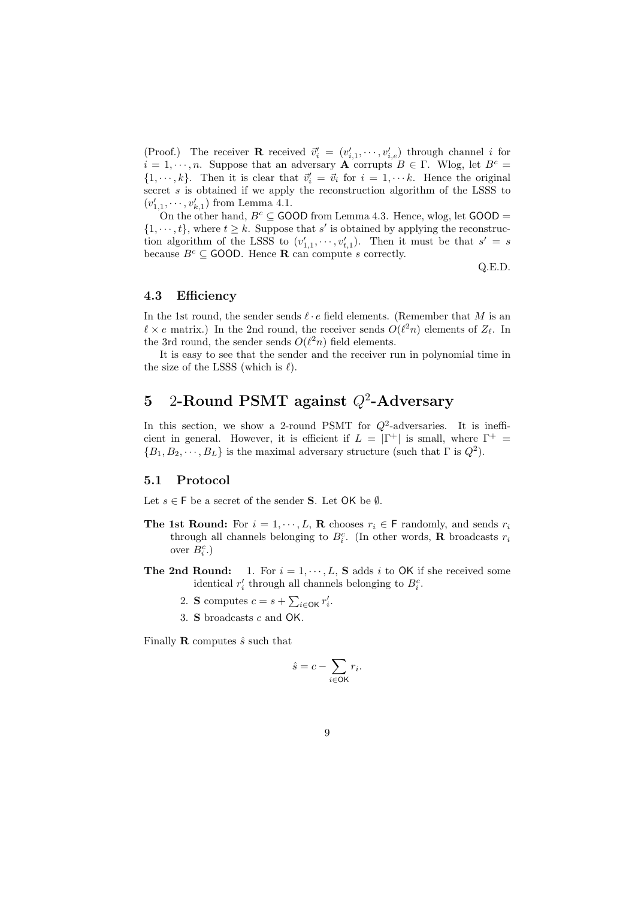(Proof.) The receiver **R** received $\vec{v}_i' = (v_{i,1}', \cdots, v_{i,e}')$ through channel $i$ for $i = 1, \cdots, n$. Suppose that an adversary **A** corrupts $B \in \Gamma$. Wlog, let $B^c = \{1, \cdots, k\}$. Then it is clear that $\vec{v}_i' = \vec{v}_i$ for $i = 1, \cdots k$. Hence the original secret $s$ is obtained if we apply the reconstruction algorithm of the LSSS to $(v_{1,1}', \cdots, v_{k,1}')$ from Lemma 4.1.

On the other hand, $B^c \subseteq \mathsf{GOOD}$ from Lemma 4.3. Hence, wlog, let $\mathsf{GOOD} = \{1, \cdots, t\}$, where $t \geq k$. Suppose that $s'$ is obtained by applying the reconstruction algorithm of the LSSS to $(v_{1,1}', \cdots, v_{t,1}')$. Then it must be that $s' = s$ because $B^c \subseteq \mathsf{GOOD}$. Hence **R** can compute $s$ correctly.

Q.E.D.

### 4.3 Efficiency

In the 1st round, the sender sends $\ell \cdot e$ field elements. (Remember that $M$ is an $\ell \times e$ matrix.) In the 2nd round, the receiver sends $O(\ell^2 n)$ elements of $Z_\ell$. In the 3rd round, the sender sends $O(\ell^2 n)$ field elements.

It is easy to see that the sender and the receiver run in polynomial time in the size of the LSSS (which is $\ell$).

## 5 2-Round PSMT against $Q^2$-Adversary

In this section, we show a 2-round PSMT for $Q^2$-adversaries. It is inefficient in general. However, it is efficient if $L = |\Gamma^+|$ is small, where $\Gamma^+ = \{B_1, B_2, \cdots, B_L\}$ is the maximal adversary structure (such that $\Gamma$ is $Q^2$).

### 5.1 Protocol

Let $s \in \mathsf{F}$ be a secret of the sender **S**. Let $\mathsf{OK}$ be $\emptyset$.

**The 1st Round:** For $i = 1, \cdots, L$, **R** chooses $r_i \in \mathsf{F}$ randomly, and sends $r_i$ through all channels belonging to $B_i^c$. (In other words, **R** broadcasts $r_i$ over $B_i^c$.)

**The 2nd Round:**
1. For $i = 1, \cdots, L$, **S** adds $i$ to $\mathsf{OK}$ if she received some identical $r_i'$ through all channels belonging to $B_i^c$.
2. **S** computes $c = s + \sum_{i \in \mathsf{OK}} r_i'$.
3. **S** broadcasts $c$ and $\mathsf{OK}$.

Finally **R** computes $\hat{s}$ such that

$$\hat{s} = c - \sum_{i \in \mathsf{OK}} r_i.$$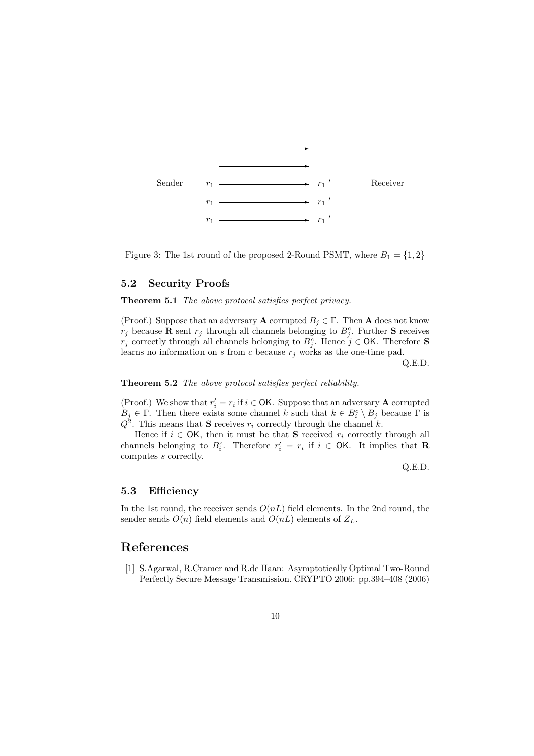Sender $r_1$ ⟶ $r_1{}'$ Receiver

$r_1$ ⟶ $r_1{}'$

$r_1$ ⟶ $r_1{}'$

Figure 3: The 1st round of the proposed 2-Round PSMT, where $B_1 = \{1, 2\}$

### 5.2 Security Proofs

**Theorem 5.1** *The above protocol satisfies perfect privacy.*

(Proof.) Suppose that an adversary **A** corrupted $B_j \in \Gamma$. Then **A** does not know $r_j$ because **R** sent $r_j$ through all channels belonging to $B_j^c$. Further **S** receives $r_j$ correctly through all channels belonging to $B_j^c$. Hence $j \in \mathsf{OK}$. Therefore **S** learns no information on $s$ from $c$ because $r_j$ works as the one-time pad.

Q.E.D.

**Theorem 5.2** *The above protocol satisfies perfect reliability.*

(Proof.) We show that $r_i' = r_i$ if $i \in \mathsf{OK}$. Suppose that an adversary **A** corrupted $B_j \in \Gamma$. Then there exists some channel $k$ such that $k \in B_i^c \setminus B_j$ because $\Gamma$ is $Q^2$. This means that **S** receives $r_i$ correctly through the channel $k$.

Hence if $i \in \mathsf{OK}$, then it must be that **S** received $r_i$ correctly through all channels belonging to $B_i^c$. Therefore $r_i' = r_i$ if $i \in \mathsf{OK}$. It implies that **R** computes $s$ correctly.

Q.E.D.

### 5.3 Efficiency

In the 1st round, the receiver sends $O(nL)$ field elements. In the 2nd round, the sender sends $O(n)$ field elements and $O(nL)$ elements of $Z_L$.

## References

[1] S.Agarwal, R.Cramer and R.de Haan: Asymptotically Optimal Two-Round Perfectly Secure Message Transmission. CRYPTO 2006: pp.394–408 (2006)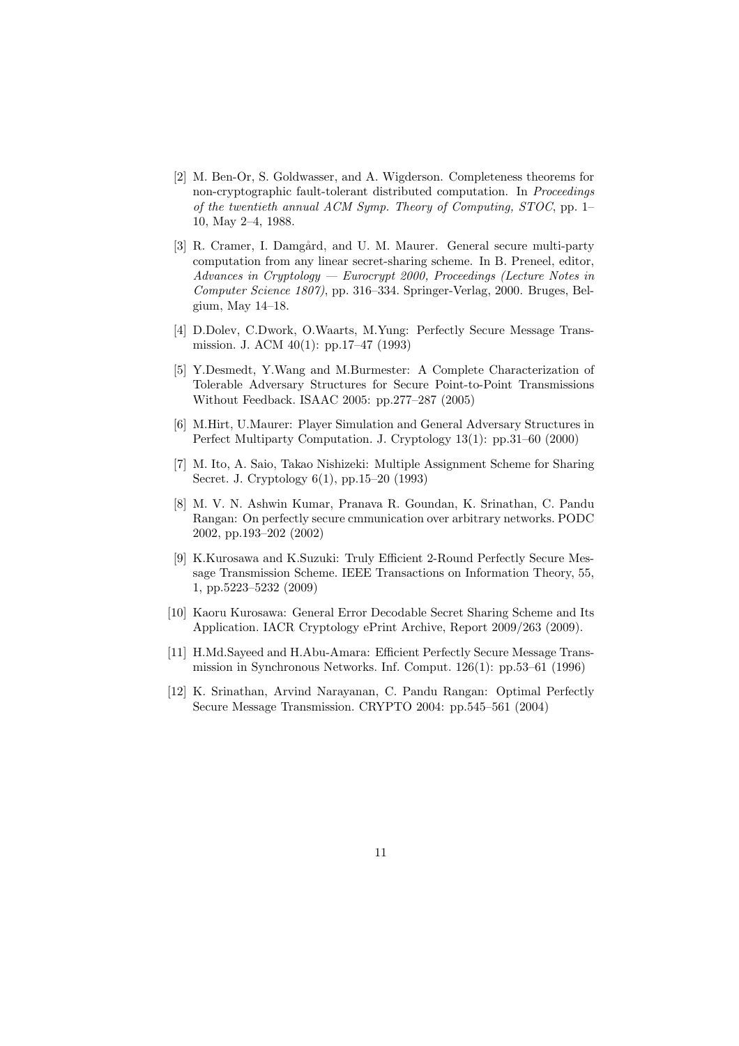[2] M. Ben-Or, S. Goldwasser, and A. Wigderson. Completeness theorems for non-cryptographic fault-tolerant distributed computation. In *Proceedings of the twentieth annual ACM Symp. Theory of Computing, STOC*, pp. 1–10, May 2–4, 1988.

[3] R. Cramer, I. Damgård, and U. M. Maurer. General secure multi-party computation from any linear secret-sharing scheme. In B. Preneel, editor, *Advances in Cryptology — Eurocrypt 2000, Proceedings (Lecture Notes in Computer Science 1807)*, pp. 316–334. Springer-Verlag, 2000. Bruges, Belgium, May 14–18.

[4] D.Dolev, C.Dwork, O.Waarts, M.Yung: Perfectly Secure Message Transmission. J. ACM 40(1): pp.17–47 (1993)

[5] Y.Desmedt, Y.Wang and M.Burmester: A Complete Characterization of Tolerable Adversary Structures for Secure Point-to-Point Transmissions Without Feedback. ISAAC 2005: pp.277–287 (2005)

[6] M.Hirt, U.Maurer: Player Simulation and General Adversary Structures in Perfect Multiparty Computation. J. Cryptology 13(1): pp.31–60 (2000)

[7] M. Ito, A. Saio, Takao Nishizeki: Multiple Assignment Scheme for Sharing Secret. J. Cryptology 6(1), pp.15–20 (1993)

[8] M. V. N. Ashwin Kumar, Pranava R. Goundan, K. Srinathan, C. Pandu Rangan: On perfectly secure cmmunication over arbitrary networks. PODC 2002, pp.193–202 (2002)

[9] K.Kurosawa and K.Suzuki: Truly Efficient 2-Round Perfectly Secure Message Transmission Scheme. IEEE Transactions on Information Theory, 55, 1, pp.5223–5232 (2009)

[10] Kaoru Kurosawa: General Error Decodable Secret Sharing Scheme and Its Application. IACR Cryptology ePrint Archive, Report 2009/263 (2009).

[11] H.Md.Sayeed and H.Abu-Amara: Efficient Perfectly Secure Message Transmission in Synchronous Networks. Inf. Comput. 126(1): pp.53–61 (1996)

[12] K. Srinathan, Arvind Narayanan, C. Pandu Rangan: Optimal Perfectly Secure Message Transmission. CRYPTO 2004: pp.545–561 (2004)